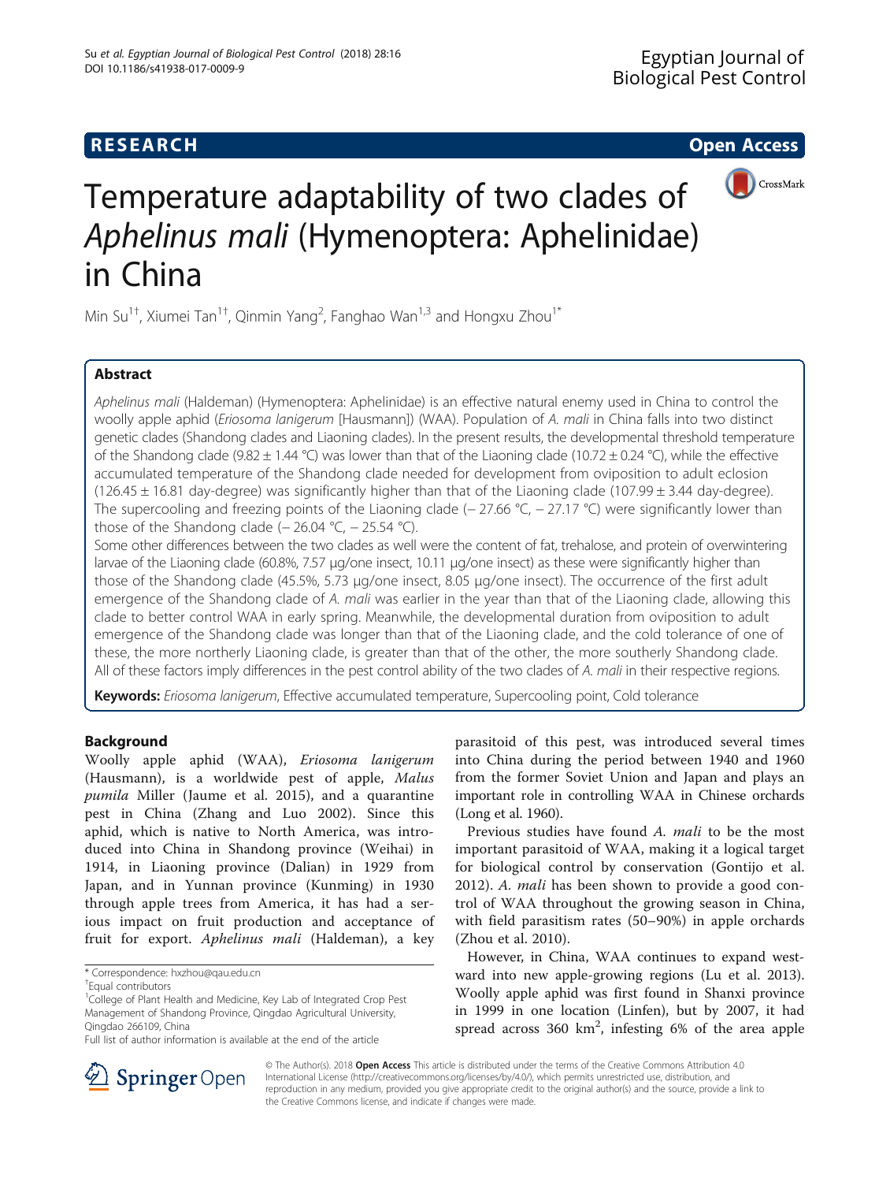RESEARCH Open Access

# Temperature adaptability of two clades of *Aphelinus mali* (Hymenoptera: Aphelinidae) in China

Min Su[1†], Xiumei Tan[1†], Qinmin Yang[2], Fanghao Wan[1,3] and Hongxu Zhou[1*]

## Abstract

*Aphelinus mali* (Haldeman) (Hymenoptera: Aphelinidae) is an effective natural enemy used in China to control the woolly apple aphid (*Eriosoma lanigerum* [Hausmann]) (WAA). Population of *A. mali* in China falls into two distinct genetic clades (Shandong clades and Liaoning clades). In the present results, the developmental threshold temperature of the Shandong clade (9.82 ± 1.44 °C) was lower than that of the Liaoning clade (10.72 ± 0.24 °C), while the effective accumulated temperature of the Shandong clade needed for development from oviposition to adult eclosion (126.45 ± 16.81 day-degree) was significantly higher than that of the Liaoning clade (107.99 ± 3.44 day-degree). The supercooling and freezing points of the Liaoning clade (− 27.66 °C, − 27.17 °C) were significantly lower than those of the Shandong clade (− 26.04 °C, − 25.54 °C).

Some other differences between the two clades as well were the content of fat, trehalose, and protein of overwintering larvae of the Liaoning clade (60.8%, 7.57 μg/one insect, 10.11 μg/one insect) as these were significantly higher than those of the Shandong clade (45.5%, 5.73 μg/one insect, 8.05 μg/one insect). The occurrence of the first adult emergence of the Shandong clade of *A. mali* was earlier in the year than that of the Liaoning clade, allowing this clade to better control WAA in early spring. Meanwhile, the developmental duration from oviposition to adult emergence of the Shandong clade was longer than that of the Liaoning clade, and the cold tolerance of one of these, the more northerly Liaoning clade, is greater than that of the other, the more southerly Shandong clade. All of these factors imply differences in the pest control ability of the two clades of *A. mali* in their respective regions.

**Keywords:** *Eriosoma lanigerum*, Effective accumulated temperature, Supercooling point, Cold tolerance

## Background

Woolly apple aphid (WAA), *Eriosoma lanigerum* (Hausmann), is a worldwide pest of apple, *Malus pumila* Miller (Jaume et al. 2015), and a quarantine pest in China (Zhang and Luo 2002). Since this aphid, which is native to North America, was introduced into China in Shandong province (Weihai) in 1914, in Liaoning province (Dalian) in 1929 from Japan, and in Yunnan province (Kunming) in 1930 through apple trees from America, it has had a serious impact on fruit production and acceptance of fruit for export. *Aphelinus mali* (Haldeman), a key parasitoid of this pest, was introduced several times into China during the period between 1940 and 1960 from the former Soviet Union and Japan and plays an important role in controlling WAA in Chinese orchards (Long et al. 1960).

Previous studies have found *A. mali* to be the most important parasitoid of WAA, making it a logical target for biological control by conservation (Gontijo et al. 2012). *A. mali* has been shown to provide a good control of WAA throughout the growing season in China, with field parasitism rates (50–90%) in apple orchards (Zhou et al. 2010).

However, in China, WAA continues to expand westward into new apple-growing regions (Lu et al. 2013). Woolly apple aphid was first found in Shanxi province in 1999 in one location (Linfen), but by 2007, it had spread across 360 km$^2$, infesting 6% of the area apple

\* Correspondence: hxzhou@qau.edu.cn

†Equal contributors

[1]College of Plant Health and Medicine, Key Lab of Integrated Crop Pest Management of Shandong Province, Qingdao Agricultural University, Qingdao 266109, China

Full list of author information is available at the end of the article

© The Author(s). 2018 **Open Access** This article is distributed under the terms of the Creative Commons Attribution 4.0 International License (http://creativecommons.org/licenses/by/4.0/), which permits unrestricted use, distribution, and reproduction in any medium, provided you give appropriate credit to the original author(s) and the source, provide a link to the Creative Commons license, and indicate if changes were made.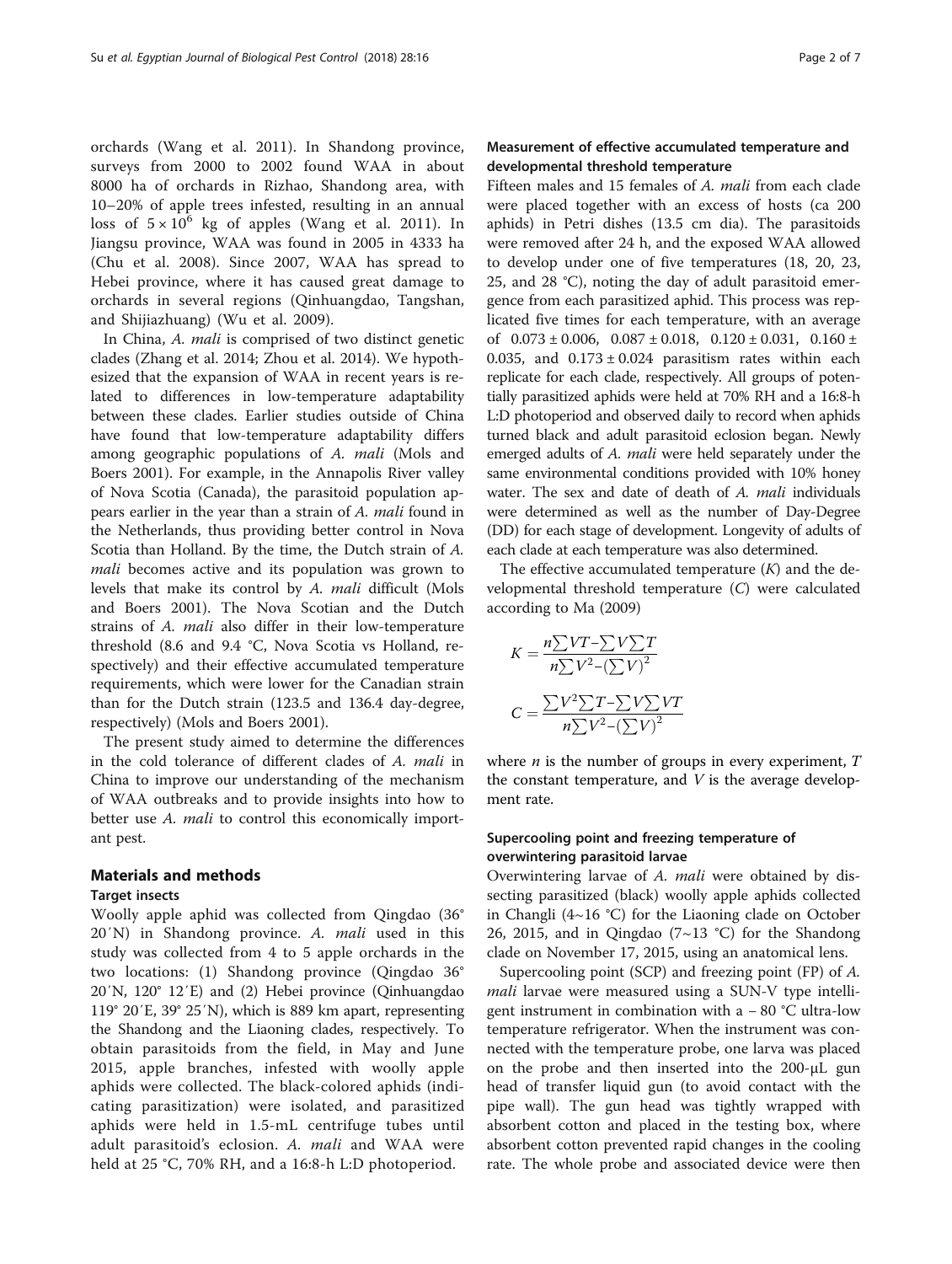orchards (Wang et al. 2011). In Shandong province, surveys from 2000 to 2002 found WAA in about 8000 ha of orchards in Rizhao, Shandong area, with 10–20% of apple trees infested, resulting in an annual loss of $5 \times 10^6$ kg of apples (Wang et al. 2011). In Jiangsu province, WAA was found in 2005 in 4333 ha (Chu et al. 2008). Since 2007, WAA has spread to Hebei province, where it has caused great damage to orchards in several regions (Qinhuangdao, Tangshan, and Shijiazhuang) (Wu et al. 2009).

In China, *A. mali* is comprised of two distinct genetic clades (Zhang et al. 2014; Zhou et al. 2014). We hypothesized that the expansion of WAA in recent years is related to differences in low-temperature adaptability between these clades. Earlier studies outside of China have found that low-temperature adaptability differs among geographic populations of *A. mali* (Mols and Boers 2001). For example, in the Annapolis River valley of Nova Scotia (Canada), the parasitoid population appears earlier in the year than a strain of *A. mali* found in the Netherlands, thus providing better control in Nova Scotia than Holland. By the time, the Dutch strain of *A. mali* becomes active and its population was grown to levels that make its control by *A. mali* difficult (Mols and Boers 2001). The Nova Scotian and the Dutch strains of *A. mali* also differ in their low-temperature threshold (8.6 and 9.4 °C, Nova Scotia vs Holland, respectively) and their effective accumulated temperature requirements, which were lower for the Canadian strain than for the Dutch strain (123.5 and 136.4 day-degree, respectively) (Mols and Boers 2001).

The present study aimed to determine the differences in the cold tolerance of different clades of *A. mali* in China to improve our understanding of the mechanism of WAA outbreaks and to provide insights into how to better use *A. mali* to control this economically important pest.

## Materials and methods

### Target insects

Woolly apple aphid was collected from Qingdao (36° 20′N) in Shandong province. *A. mali* used in this study was collected from 4 to 5 apple orchards in the two locations: (1) Shandong province (Qingdao 36° 20′N, 120° 12′E) and (2) Hebei province (Qinhuangdao 119° 20′E, 39° 25′N), which is 889 km apart, representing the Shandong and the Liaoning clades, respectively. To obtain parasitoids from the field, in May and June 2015, apple branches, infested with woolly apple aphids were collected. The black-colored aphids (indicating parasitization) were isolated, and parasitized aphids were held in 1.5-mL centrifuge tubes until adult parasitoid's eclosion. *A. mali* and WAA were held at 25 °C, 70% RH, and a 16:8-h L:D photoperiod.

### Measurement of effective accumulated temperature and developmental threshold temperature

Fifteen males and 15 females of *A. mali* from each clade were placed together with an excess of hosts (ca 200 aphids) in Petri dishes (13.5 cm dia). The parasitoids were removed after 24 h, and the exposed WAA allowed to develop under one of five temperatures (18, 20, 23, 25, and 28 °C), noting the day of adult parasitoid emergence from each parasitized aphid. This process was replicated five times for each temperature, with an average of $0.073 \pm 0.006$, $0.087 \pm 0.018$, $0.120 \pm 0.031$, $0.160 \pm 0.035$, and $0.173 \pm 0.024$ parasitism rates within each replicate for each clade, respectively. All groups of potentially parasitized aphids were held at 70% RH and a 16:8-h L:D photoperiod and observed daily to record when aphids turned black and adult parasitoid eclosion began. Newly emerged adults of *A. mali* were held separately under the same environmental conditions provided with 10% honey water. The sex and date of death of *A. mali* individuals were determined as well as the number of Day-Degree (DD) for each stage of development. Longevity of adults of each clade at each temperature was also determined.

The effective accumulated temperature ($K$) and the developmental threshold temperature ($C$) were calculated according to Ma (2009)

$$K = \frac{n\sum VT - \sum V \sum T}{n\sum V^2 - \left(\sum V\right)^2}$$

$$C = \frac{\sum V^2 \sum T - \sum V \sum VT}{n\sum V^2 - \left(\sum V\right)^2}$$

where $n$ is the number of groups in every experiment, $T$ the constant temperature, and $V$ is the average development rate.

### Supercooling point and freezing temperature of overwintering parasitoid larvae

Overwintering larvae of *A. mali* were obtained by dissecting parasitized (black) woolly apple aphids collected in Changli (4~16 °C) for the Liaoning clade on October 26, 2015, and in Qingdao (7~13 °C) for the Shandong clade on November 17, 2015, using an anatomical lens.

Supercooling point (SCP) and freezing point (FP) of *A. mali* larvae were measured using a SUN-V type intelligent instrument in combination with a − 80 °C ultra-low temperature refrigerator. When the instrument was connected with the temperature probe, one larva was placed on the probe and then inserted into the 200-μL gun head of transfer liquid gun (to avoid contact with the pipe wall). The gun head was tightly wrapped with absorbent cotton and placed in the testing box, where absorbent cotton prevented rapid changes in the cooling rate. The whole probe and associated device were then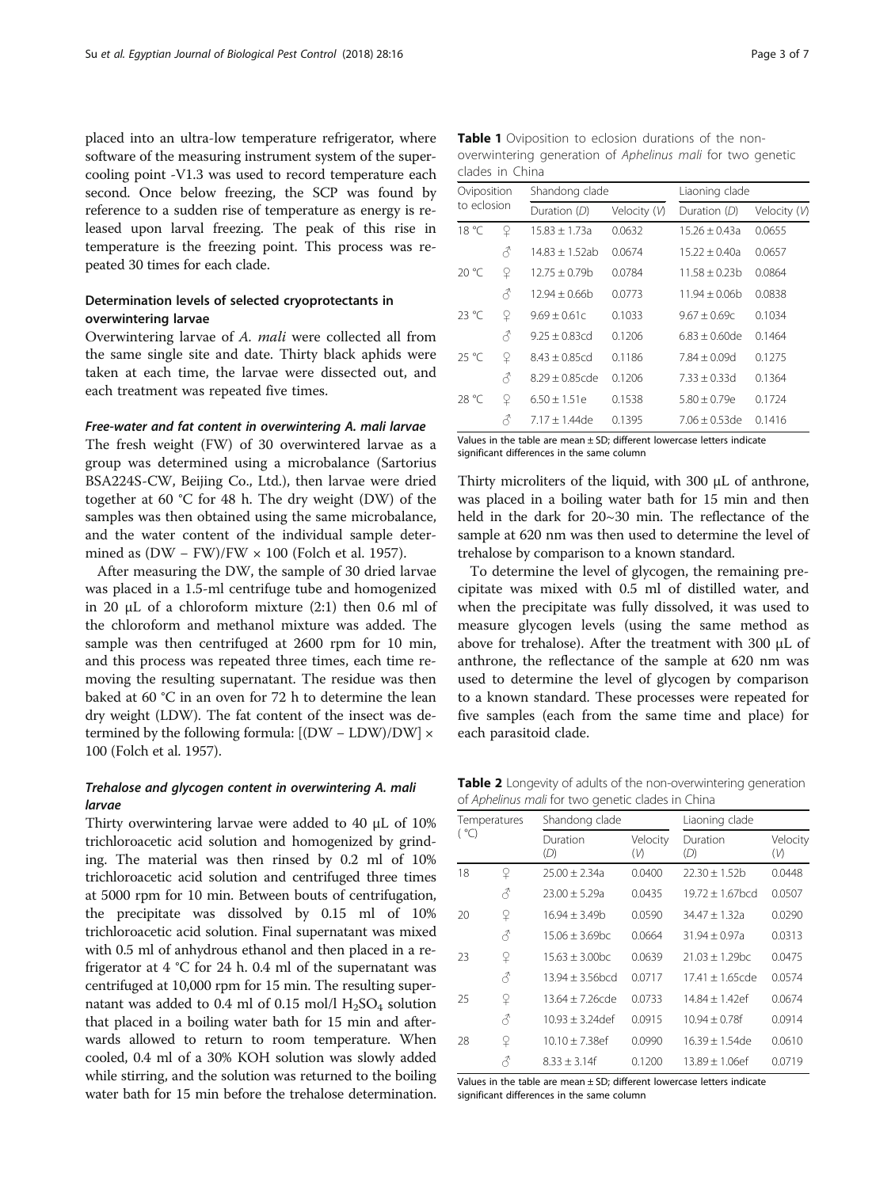placed into an ultra-low temperature refrigerator, where software of the measuring instrument system of the supercooling point -V1.3 was used to record temperature each second. Once below freezing, the SCP was found by reference to a sudden rise of temperature as energy is released upon larval freezing. The peak of this rise in temperature is the freezing point. This process was repeated 30 times for each clade.

### Determination levels of selected cryoprotectants in overwintering larvae

Overwintering larvae of *A. mali* were collected all from the same single site and date. Thirty black aphids were taken at each time, the larvae were dissected out, and each treatment was repeated five times.

#### *Free-water and fat content in overwintering A. mali larvae*

The fresh weight (FW) of 30 overwintered larvae as a group was determined using a microbalance (Sartorius BSA224S-CW, Beijing Co., Ltd.), then larvae were dried together at 60 °C for 48 h. The dry weight (DW) of the samples was then obtained using the same microbalance, and the water content of the individual sample determined as $(DW - FW)/FW \times 100$ (Folch et al. 1957).

After measuring the DW, the sample of 30 dried larvae was placed in a 1.5-ml centrifuge tube and homogenized in 20 μL of a chloroform mixture (2:1) then 0.6 ml of the chloroform and methanol mixture was added. The sample was then centrifuged at 2600 rpm for 10 min, and this process was repeated three times, each time removing the resulting supernatant. The residue was then baked at 60 °C in an oven for 72 h to determine the lean dry weight (LDW). The fat content of the insect was determined by the following formula: $[(DW - LDW)/DW] \times 100$ (Folch et al. 1957).

#### *Trehalose and glycogen content in overwintering A. mali larvae*

Thirty overwintering larvae were added to 40 μL of 10% trichloroacetic acid solution and homogenized by grinding. The material was then rinsed by 0.2 ml of 10% trichloroacetic acid solution and centrifuged three times at 5000 rpm for 10 min. Between bouts of centrifugation, the precipitate was dissolved by 0.15 ml of 10% trichloroacetic acid solution. Final supernatant was mixed with 0.5 ml of anhydrous ethanol and then placed in a refrigerator at 4 °C for 24 h. 0.4 ml of the supernatant was centrifuged at 10,000 rpm for 15 min. The resulting supernatant was added to 0.4 ml of 0.15 mol/l $H_2SO_4$ solution that placed in a boiling water bath for 15 min and afterwards allowed to return to room temperature. When cooled, 0.4 ml of a 30% KOH solution was slowly added while stirring, and the solution was returned to the boiling water bath for 15 min before the trehalose determination. Thirty microliters of the liquid, with 300 μL of anthrone, was placed in a boiling water bath for 15 min and then held in the dark for 20~30 min. The reflectance of the sample at 620 nm was then used to determine the level of trehalose by comparison to a known standard.

To determine the level of glycogen, the remaining precipitate was mixed with 0.5 ml of distilled water, and when the precipitate was fully dissolved, it was used to measure glycogen levels (using the same method as above for trehalose). After the treatment with 300 μL of anthrone, the reflectance of the sample at 620 nm was used to determine the level of glycogen by comparison to a known standard. These processes were repeated for five samples (each from the same time and place) for each parasitoid clade.

**Table 1** Oviposition to eclosion durations of the non-overwintering generation of *Aphelinus mali* for two genetic clades in China

| Oviposition to eclosion | | Shandong clade | | Liaoning clade | |
|---|---|---|---|---|---|
| | | Duration (*D*) | Velocity (*V*) | Duration (*D*) | Velocity (*V*) |
| 18 °C | ♀ | 15.83 ± 1.73a | 0.0632 | 15.26 ± 0.43a | 0.0655 |
| | ♂ | 14.83 ± 1.52ab | 0.0674 | 15.22 ± 0.40a | 0.0657 |
| 20 °C | ♀ | 12.75 ± 0.79b | 0.0784 | 11.58 ± 0.23b | 0.0864 |
| | ♂ | 12.94 ± 0.66b | 0.0773 | 11.94 ± 0.06b | 0.0838 |
| 23 °C | ♀ | 9.69 ± 0.61c | 0.1033 | 9.67 ± 0.69c | 0.1034 |
| | ♂ | 9.25 ± 0.83cd | 0.1206 | 6.83 ± 0.60de | 0.1464 |
| 25 °C | ♀ | 8.43 ± 0.85cd | 0.1186 | 7.84 ± 0.09d | 0.1275 |
| | ♂ | 8.29 ± 0.85cde | 0.1206 | 7.33 ± 0.33d | 0.1364 |
| 28 °C | ♀ | 6.50 ± 1.51e | 0.1538 | 5.80 ± 0.79e | 0.1724 |
| | ♂ | 7.17 ± 1.44de | 0.1395 | 7.06 ± 0.53de | 0.1416 |

Values in the table are mean ± SD; different lowercase letters indicate significant differences in the same column

**Table 2** Longevity of adults of the non-overwintering generation of *Aphelinus mali* for two genetic clades in China

| Temperatures (°C) | | Shandong clade | | Liaoning clade | |
|---|---|---|---|---|---|
| | | Duration (*D*) | Velocity (*V*) | Duration (*D*) | Velocity (*V*) |
| 18 | ♀ | 25.00 ± 2.34a | 0.0400 | 22.30 ± 1.52b | 0.0448 |
| | ♂ | 23.00 ± 5.29a | 0.0435 | 19.72 ± 1.67bcd | 0.0507 |
| 20 | ♀ | 16.94 ± 3.49b | 0.0590 | 34.47 ± 1.32a | 0.0290 |
| | ♂ | 15.06 ± 3.69bc | 0.0664 | 31.94 ± 0.97a | 0.0313 |
| 23 | ♀ | 15.63 ± 3.00bc | 0.0639 | 21.03 ± 1.29bc | 0.0475 |
| | ♂ | 13.94 ± 3.56bcd | 0.0717 | 17.41 ± 1.65cde | 0.0574 |
| 25 | ♀ | 13.64 ± 7.26cde | 0.0733 | 14.84 ± 1.42ef | 0.0674 |
| | ♂ | 10.93 ± 3.24def | 0.0915 | 10.94 ± 0.78f | 0.0914 |
| 28 | ♀ | 10.10 ± 7.38ef | 0.0990 | 16.39 ± 1.54de | 0.0610 |
| | ♂ | 8.33 ± 3.14f | 0.1200 | 13.89 ± 1.06ef | 0.0719 |

Values in the table are mean ± SD; different lowercase letters indicate significant differences in the same column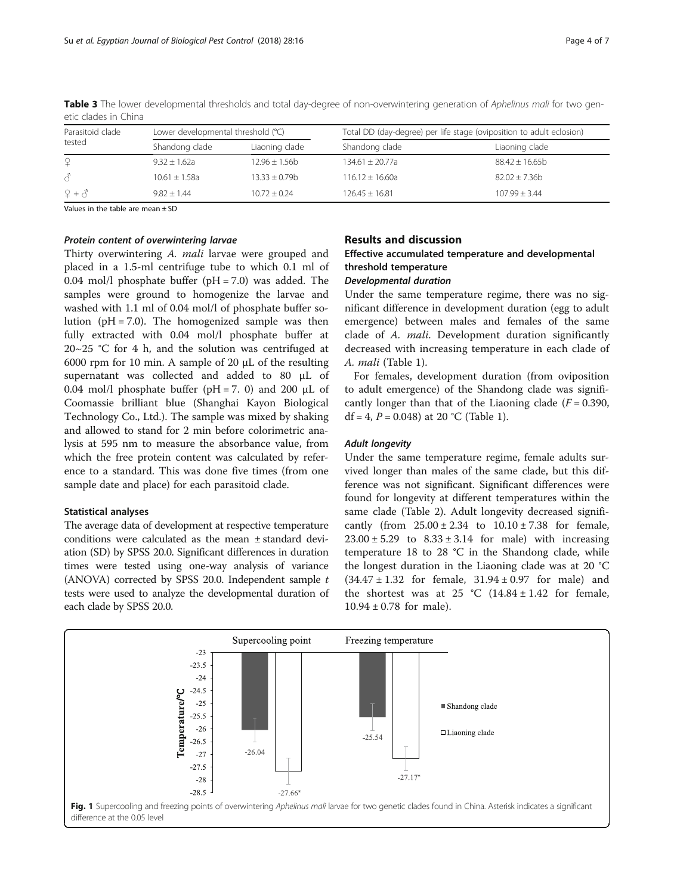**Table 3** The lower developmental thresholds and total day-degree of non-overwintering generation of *Aphelinus mali* for two genetic clades in China

| Parasitoid clade tested | Lower developmental threshold (°C) | | Total DD (day-degree) per life stage (oviposition to adult eclosion) | |
|---|---|---|---|---|
| | Shandong clade | Liaoning clade | Shandong clade | Liaoning clade |
| ♀ | 9.32 ± 1.62a | 12.96 ± 1.56b | 134.61 ± 20.77a | 88.42 ± 16.65b |
| ♂ | 10.61 ± 1.58a | 13.33 ± 0.79b | 116.12 ± 16.60a | 82.02 ± 7.36b |
| ♀ + ♂ | 9.82 ± 1.44 | 10.72 ± 0.24 | 126.45 ± 16.81 | 107.99 ± 3.44 |

Values in the table are mean ± SD

#### Protein content of overwintering larvae

Thirty overwintering *A. mali* larvae were grouped and placed in a 1.5-ml centrifuge tube to which 0.1 ml of 0.04 mol/l phosphate buffer (pH = 7.0) was added. The samples were ground to homogenize the larvae and washed with 1.1 ml of 0.04 mol/l of phosphate buffer solution (pH = 7.0). The homogenized sample was then fully extracted with 0.04 mol/l phosphate buffer at 20~25 °C for 4 h, and the solution was centrifuged at 6000 rpm for 10 min. A sample of 20 μL of the resulting supernatant was collected and added to 80 μL of 0.04 mol/l phosphate buffer (pH = 7. 0) and 200 μL of Coomassie brilliant blue (Shanghai Kayon Biological Technology Co., Ltd.). The sample was mixed by shaking and allowed to stand for 2 min before colorimetric analysis at 595 nm to measure the absorbance value, from which the free protein content was calculated by reference to a standard. This was done five times (from one sample date and place) for each parasitoid clade.

### Statistical analyses

The average data of development at respective temperature conditions were calculated as the mean ± standard deviation (SD) by SPSS 20.0. Significant differences in duration times were tested using one-way analysis of variance (ANOVA) corrected by SPSS 20.0. Independent sample *t* tests were used to analyze the developmental duration of each clade by SPSS 20.0.

## Results and discussion

### Effective accumulated temperature and developmental threshold temperature

#### Developmental duration

Under the same temperature regime, there was no significant difference in development duration (egg to adult emergence) between males and females of the same clade of *A. mali*. Development duration significantly decreased with increasing temperature in each clade of *A. mali* (Table 1).

For females, development duration (from oviposition to adult emergence) of the Shandong clade was significantly longer than that of the Liaoning clade ($F = 0.390$, df = 4, $P = 0.048$) at 20 °C (Table 1).

#### Adult longevity

Under the same temperature regime, female adults survived longer than males of the same clade, but this difference was not significant. Significant differences were found for longevity at different temperatures within the same clade (Table 2). Adult longevity decreased significantly (from 25.00 ± 2.34 to 10.10 ± 7.38 for female, 23.00 ± 5.29 to 8.33 ± 3.14 for male) with increasing temperature 18 to 28 °C in the Shandong clade, while the longest duration in the Liaoning clade was at 20 °C (34.47 ± 1.32 for female, 31.94 ± 0.97 for male) and the shortest was at 25 °C (14.84 ± 1.42 for female, 10.94 ± 0.78 for male).

**Fig. 1** Supercooling and freezing points of overwintering *Aphelinus mali* larvae for two genetic clades found in China. Asterisk indicates a significant difference at the 0.05 level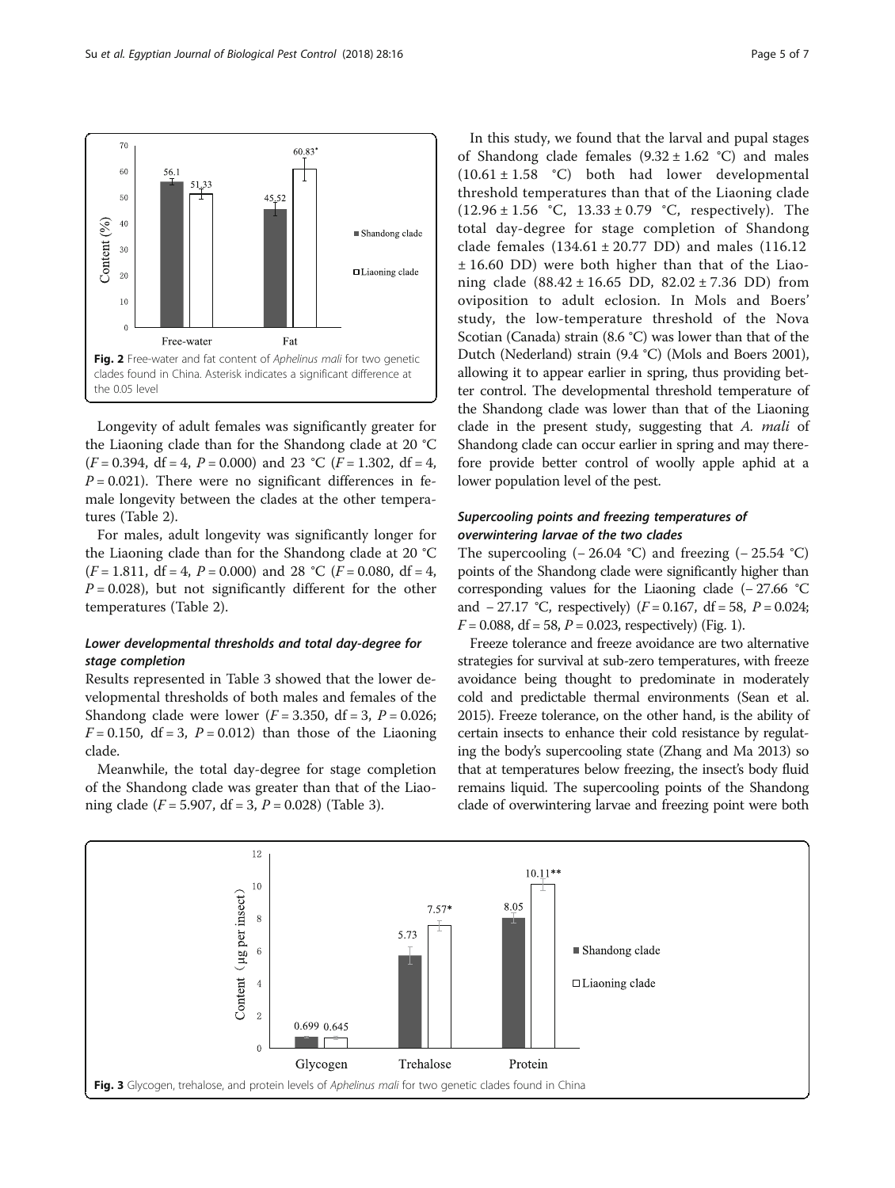Fig. 2 Free-water and fat content of *Aphelinus mali* for two genetic clades found in China. Asterisk indicates a significant difference at the 0.05 level

Longevity of adult females was significantly greater for the Liaoning clade than for the Shandong clade at 20 °C ($F = 0.394$, df = 4, $P = 0.000$) and 23 °C ($F = 1.302$, df = 4, $P = 0.021$). There were no significant differences in female longevity between the clades at the other temperatures (Table 2).

For males, adult longevity was significantly longer for the Liaoning clade than for the Shandong clade at 20 °C ($F = 1.811$, df = 4, $P = 0.000$) and 28 °C ($F = 0.080$, df = 4, $P = 0.028$), but not significantly different for the other temperatures (Table 2).

### Lower developmental thresholds and total day-degree for stage completion

Results represented in Table 3 showed that the lower developmental thresholds of both males and females of the Shandong clade were lower ($F = 3.350$, df = 3, $P = 0.026$; $F = 0.150$, df = 3, $P = 0.012$) than those of the Liaoning clade.

Meanwhile, the total day-degree for stage completion of the Shandong clade was greater than that of the Liaoning clade ($F = 5.907$, df = 3, $P = 0.028$) (Table 3).

In this study, we found that the larval and pupal stages of Shandong clade females (9.32 ± 1.62 °C) and males (10.61 ± 1.58 °C) both had lower developmental threshold temperatures than that of the Liaoning clade (12.96 ± 1.56 °C, 13.33 ± 0.79 °C, respectively). The total day-degree for stage completion of Shandong clade females (134.61 ± 20.77 DD) and males (116.12 ± 16.60 DD) were both higher than that of the Liaoning clade (88.42 ± 16.65 DD, 82.02 ± 7.36 DD) from oviposition to adult eclosion. In Mols and Boers' study, the low-temperature threshold of the Nova Scotian (Canada) strain (8.6 °C) was lower than that of the Dutch (Nederland) strain (9.4 °C) (Mols and Boers 2001), allowing it to appear earlier in spring, thus providing better control. The developmental threshold temperature of the Shandong clade was lower than that of the Liaoning clade in the present study, suggesting that *A. mali* of Shandong clade can occur earlier in spring and may therefore provide better control of woolly apple aphid at a lower population level of the pest.

### Supercooling points and freezing temperatures of overwintering larvae of the two clades

The supercooling (− 26.04 °C) and freezing (− 25.54 °C) points of the Shandong clade were significantly higher than corresponding values for the Liaoning clade (− 27.66 °C and − 27.17 °C, respectively) ($F = 0.167$, df = 58, $P = 0.024$; $F = 0.088$, df = 58, $P = 0.023$, respectively) (Fig. 1).

Freeze tolerance and freeze avoidance are two alternative strategies for survival at sub-zero temperatures, with freeze avoidance being thought to predominate in moderately cold and predictable thermal environments (Sean et al. 2015). Freeze tolerance, on the other hand, is the ability of certain insects to enhance their cold resistance by regulating the body's supercooling state (Zhang and Ma 2013) so that at temperatures below freezing, the insect's body fluid remains liquid. The supercooling points of the Shandong clade of overwintering larvae and freezing point were both

Fig. 3 Glycogen, trehalose, and protein levels of *Aphelinus mali* for two genetic clades found in China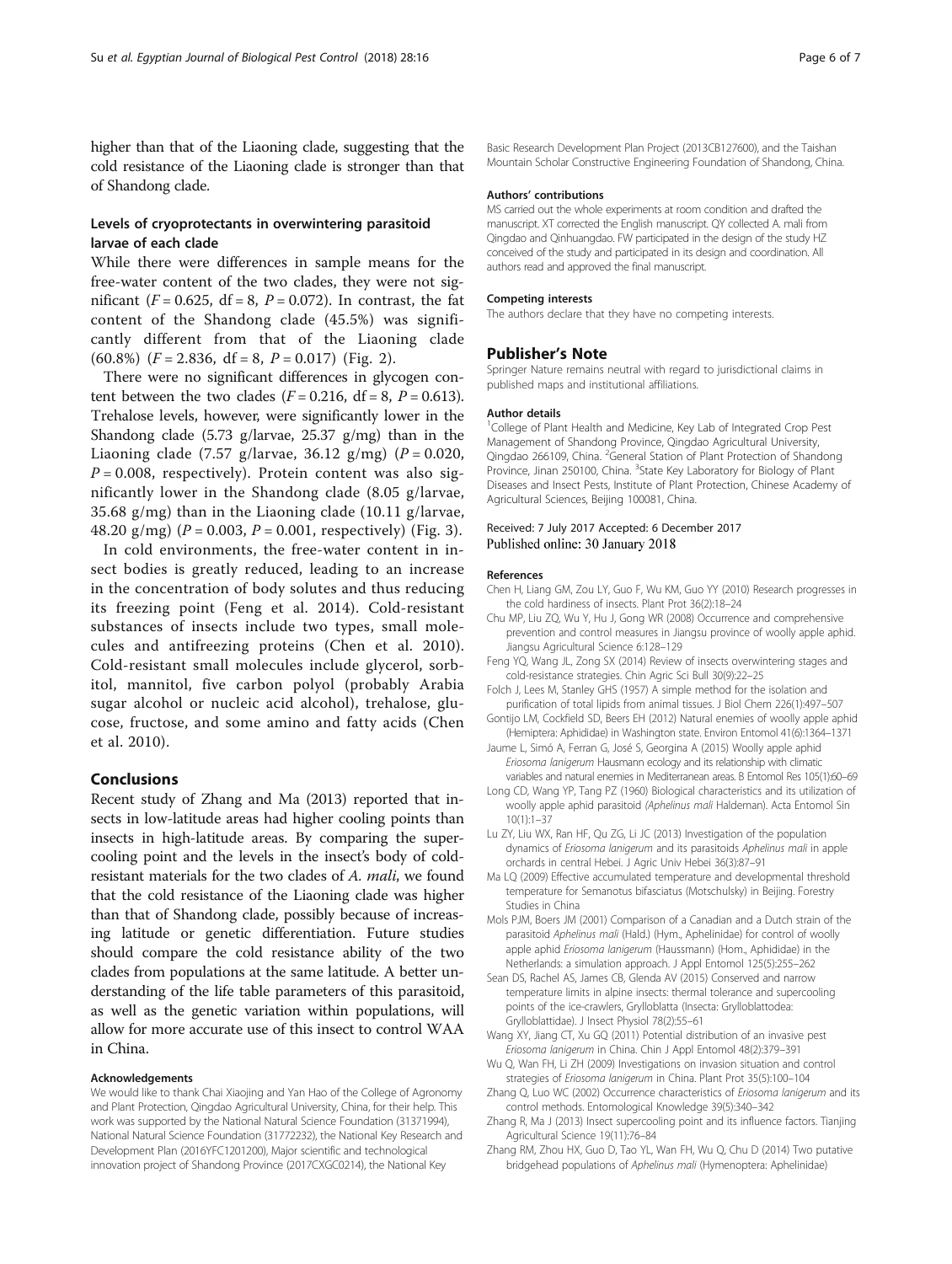higher than that of the Liaoning clade, suggesting that the cold resistance of the Liaoning clade is stronger than that of Shandong clade.

### Levels of cryoprotectants in overwintering parasitoid larvae of each clade

While there were differences in sample means for the free-water content of the two clades, they were not significant ($F = 0.625$, df = 8, $P = 0.072$). In contrast, the fat content of the Shandong clade (45.5%) was significantly different from that of the Liaoning clade (60.8%) ($F = 2.836$, df = 8, $P = 0.017$) (Fig. 2).

There were no significant differences in glycogen content between the two clades ($F = 0.216$, df = 8, $P = 0.613$). Trehalose levels, however, were significantly lower in the Shandong clade (5.73 g/larvae, 25.37 g/mg) than in the Liaoning clade (7.57 g/larvae, 36.12 g/mg) ($P = 0.020$, $P = 0.008$, respectively). Protein content was also significantly lower in the Shandong clade (8.05 g/larvae, 35.68 g/mg) than in the Liaoning clade (10.11 g/larvae, 48.20 g/mg) ($P = 0.003$, $P = 0.001$, respectively) (Fig. 3).

In cold environments, the free-water content in insect bodies is greatly reduced, leading to an increase in the concentration of body solutes and thus reducing its freezing point (Feng et al. 2014). Cold-resistant substances of insects include two types, small molecules and antifreezing proteins (Chen et al. 2010). Cold-resistant small molecules include glycerol, sorbitol, mannitol, five carbon polyol (probably Arabia sugar alcohol or nucleic acid alcohol), trehalose, glucose, fructose, and some amino and fatty acids (Chen et al. 2010).

## Conclusions

Recent study of Zhang and Ma (2013) reported that insects in low-latitude areas had higher cooling points than insects in high-latitude areas. By comparing the supercooling point and the levels in the insect's body of cold-resistant materials for the two clades of *A. mali*, we found that the cold resistance of the Liaoning clade was higher than that of Shandong clade, possibly because of increasing latitude or genetic differentiation. Future studies should compare the cold resistance ability of the two clades from populations at the same latitude. A better understanding of the life table parameters of this parasitoid, as well as the genetic variation within populations, will allow for more accurate use of this insect to control WAA in China.

#### Acknowledgements

We would like to thank Chai Xiaojing and Yan Hao of the College of Agronomy and Plant Protection, Qingdao Agricultural University, China, for their help. This work was supported by the National Natural Science Foundation (31371994), National Natural Science Foundation (31772232), the National Key Research and Development Plan (2016YFC1201200), Major scientific and technological innovation project of Shandong Province (2017CXGC0214), the National Key Basic Research Development Plan Project (2013CB127600), and the Taishan Mountain Scholar Constructive Engineering Foundation of Shandong, China.

#### Authors' contributions

MS carried out the whole experiments at room condition and drafted the manuscript. XT corrected the English manuscript. QY collected A. mali from Qingdao and Qinhuangdao. FW participated in the design of the study HZ conceived of the study and participated in its design and coordination. All authors read and approved the final manuscript.

#### Competing interests

The authors declare that they have no competing interests.

## Publisher's Note

Springer Nature remains neutral with regard to jurisdictional claims in published maps and institutional affiliations.

#### Author details

[1]College of Plant Health and Medicine, Key Lab of Integrated Crop Pest Management of Shandong Province, Qingdao Agricultural University, Qingdao 266109, China. [2]General Station of Plant Protection of Shandong Province, Jinan 250100, China. [3]State Key Laboratory for Biology of Plant Diseases and Insect Pests, Institute of Plant Protection, Chinese Academy of Agricultural Sciences, Beijing 100081, China.

Received: 7 July 2017 Accepted: 6 December 2017
Published online: 30 January 2018

#### References

- Chen H, Liang GM, Zou LY, Guo F, Wu KM, Guo YY (2010) Research progresses in the cold hardiness of insects. Plant Prot 36(2):18–24
- Chu MP, Liu ZQ, Wu Y, Hu J, Gong WR (2008) Occurrence and comprehensive prevention and control measures in Jiangsu province of woolly apple aphid. Jiangsu Agricultural Science 6:128–129
- Feng YQ, Wang JL, Zong SX (2014) Review of insects overwintering stages and cold-resistance strategies. Chin Agric Sci Bull 30(9):22–25
- Folch J, Lees M, Stanley GHS (1957) A simple method for the isolation and purification of total lipids from animal tissues. J Biol Chem 226(1):497–507
- Gontijo LM, Cockfield SD, Beers EH (2012) Natural enemies of woolly apple aphid (Hemiptera: Aphididae) in Washington state. Environ Entomol 41(6):1364–1371
- Jaume L, Simó A, Ferran G, José S, Georgina A (2015) Woolly apple aphid *Eriosoma lanigerum* Hausmann ecology and its relationship with climatic variables and natural enemies in Mediterranean areas. B Entomol Res 105(1):60–69
- Long CD, Wang YP, Tang PZ (1960) Biological characteristics and its utilization of woolly apple aphid parasitoid (*Aphelinus mali* Haldeman). Acta Entomol Sin 10(1):1–37
- Lu ZY, Liu WX, Ran HF, Qu ZG, Li JC (2013) Investigation of the population dynamics of *Eriosoma lanigerum* and its parasitoids *Aphelinus mali* in apple orchards in central Hebei. J Agric Univ Hebei 36(3):87–91
- Ma LQ (2009) Effective accumulated temperature and developmental threshold temperature for Semanotus bifasciatus (Motschulsky) in Beijing. Forestry Studies in China
- Mols PJM, Boers JM (2001) Comparison of a Canadian and a Dutch strain of the parasitoid *Aphelinus mali* (Hald.) (Hym., Aphelinidae) for control of woolly apple aphid *Eriosoma lanigerum* (Haussmann) (Hom., Aphididae) in the Netherlands: a simulation approach. J Appl Entomol 125(5):255–262
- Sean DS, Rachel AS, James CB, Glenda AV (2015) Conserved and narrow temperature limits in alpine insects: thermal tolerance and supercooling points of the ice-crawlers, Grylloblatta (Insecta: Grylloblattodea: Grylloblattidae). J Insect Physiol 78(2):55–61
- Wang XY, Jiang CT, Xu GQ (2011) Potential distribution of an invasive pest *Eriosoma lanigerum* in China. Chin J Appl Entomol 48(2):379–391
- Wu Q, Wan FH, Li ZH (2009) Investigations on invasion situation and control strategies of *Eriosoma lanigerum* in China. Plant Prot 35(5):100–104
- Zhang Q, Luo WC (2002) Occurrence characteristics of *Eriosoma lanigerum* and its control methods. Entomological Knowledge 39(5):340–342
- Zhang R, Ma J (2013) Insect supercooling point and its influence factors. Tianjing Agricultural Science 19(11):76–84
- Zhang RM, Zhou HX, Guo D, Tao YL, Wan FH, Wu Q, Chu D (2014) Two putative bridgehead populations of *Aphelinus mali* (Hymenoptera: Aphelinidae)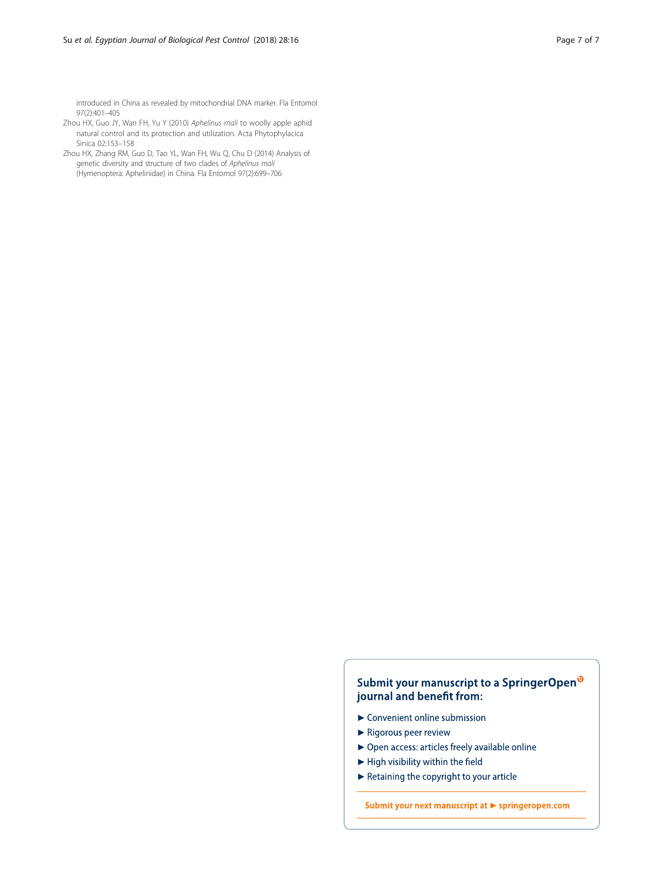introduced in China as revealed by mitochondrial DNA marker. Fla Entomol 97(2):401–405

Zhou HX, Guo JY, Wan FH, Yu Y (2010) *Aphelinus mali* to woolly apple aphid natural control and its protection and utilization. Acta Phytophylacica Sinica 02:153–158

Zhou HX, Zhang RM, Guo D, Tao YL, Wan FH, Wu Q, Chu D (2014) Analysis of genetic diversity and structure of two clades of *Aphelinus mali* (Hymenoptera: Aphelinidae) in China. Fla Entomol 97(2):699–706

**Submit your manuscript to a SpringerOpen journal and benefit from:**

- ► Convenient online submission
- ► Rigorous peer review
- ► Open access: articles freely available online
- ► High visibility within the field
- ► Retaining the copyright to your article

**Submit your next manuscript at ► springeropen.com**